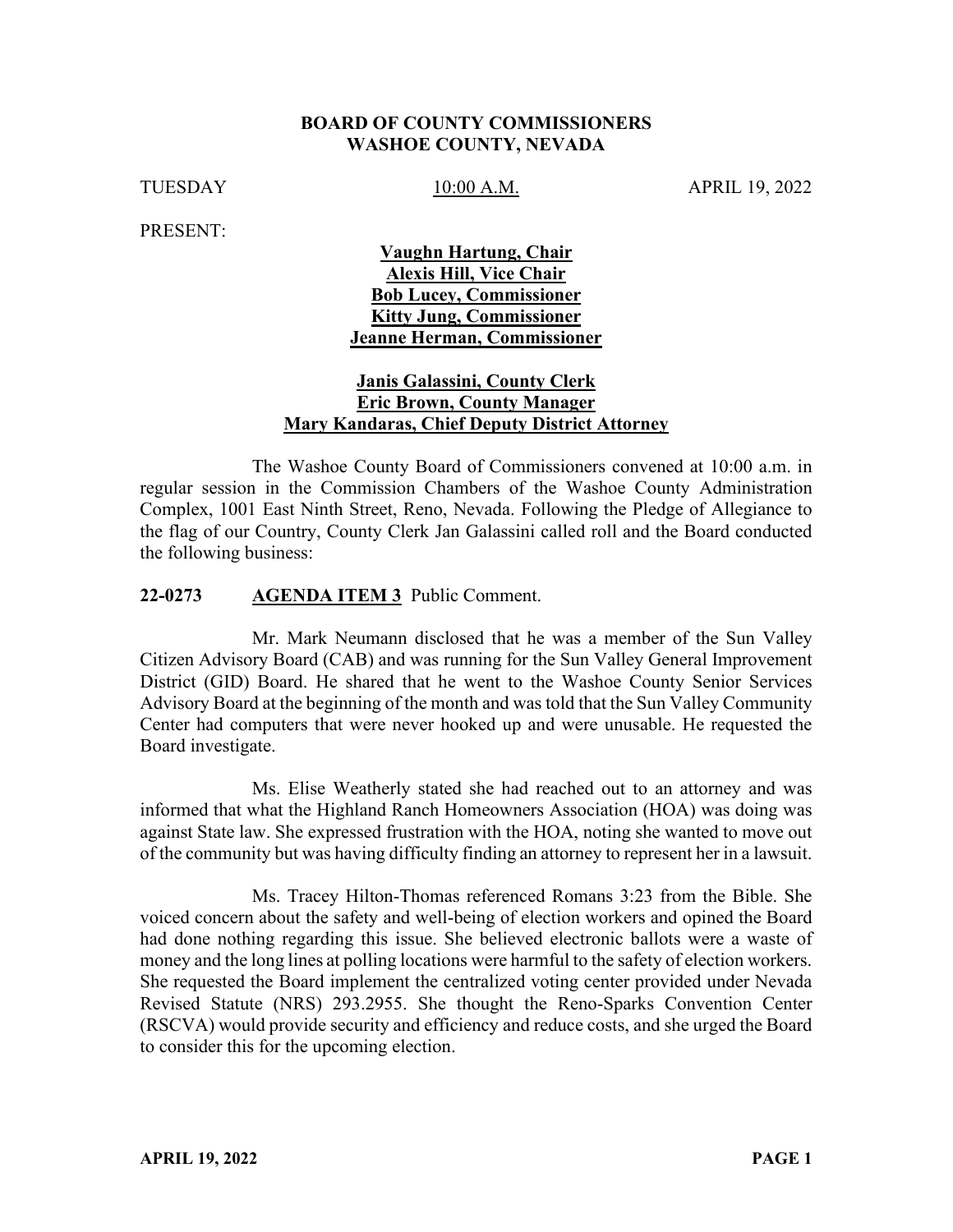**BOARD OF COUNTY COMMISSIONERS**
**WASHOE COUNTY, NEVADA**

TUESDAY 10:00 A.M. APRIL 19, 2022

PRESENT:

**Vaughn Hartung, Chair**
**Alexis Hill, Vice Chair**
**Bob Lucey, Commissioner**
**Kitty Jung, Commissioner**
**Jeanne Herman, Commissioner**

**Janis Galassini, County Clerk**
**Eric Brown, County Manager**
**Mary Kandaras, Chief Deputy District Attorney**

The Washoe County Board of Commissioners convened at 10:00 a.m. in regular session in the Commission Chambers of the Washoe County Administration Complex, 1001 East Ninth Street, Reno, Nevada. Following the Pledge of Allegiance to the flag of our Country, County Clerk Jan Galassini called roll and the Board conducted the following business:

**22-0273 AGENDA ITEM 3** Public Comment.

Mr. Mark Neumann disclosed that he was a member of the Sun Valley Citizen Advisory Board (CAB) and was running for the Sun Valley General Improvement District (GID) Board. He shared that he went to the Washoe County Senior Services Advisory Board at the beginning of the month and was told that the Sun Valley Community Center had computers that were never hooked up and were unusable. He requested the Board investigate.

Ms. Elise Weatherly stated she had reached out to an attorney and was informed that what the Highland Ranch Homeowners Association (HOA) was doing was against State law. She expressed frustration with the HOA, noting she wanted to move out of the community but was having difficulty finding an attorney to represent her in a lawsuit.

Ms. Tracey Hilton-Thomas referenced Romans 3:23 from the Bible. She voiced concern about the safety and well-being of election workers and opined the Board had done nothing regarding this issue. She believed electronic ballots were a waste of money and the long lines at polling locations were harmful to the safety of election workers. She requested the Board implement the centralized voting center provided under Nevada Revised Statute (NRS) 293.2955. She thought the Reno-Sparks Convention Center (RSCVA) would provide security and efficiency and reduce costs, and she urged the Board to consider this for the upcoming election.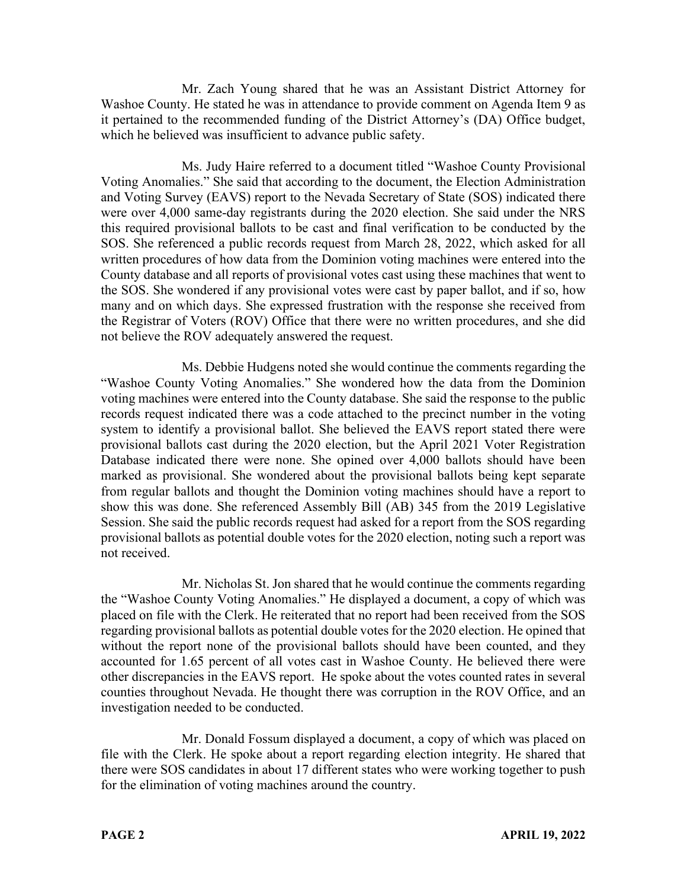Mr. Zach Young shared that he was an Assistant District Attorney for Washoe County. He stated he was in attendance to provide comment on Agenda Item 9 as it pertained to the recommended funding of the District Attorney's (DA) Office budget, which he believed was insufficient to advance public safety.

Ms. Judy Haire referred to a document titled "Washoe County Provisional Voting Anomalies." She said that according to the document, the Election Administration and Voting Survey (EAVS) report to the Nevada Secretary of State (SOS) indicated there were over 4,000 same-day registrants during the 2020 election. She said under the NRS this required provisional ballots to be cast and final verification to be conducted by the SOS. She referenced a public records request from March 28, 2022, which asked for all written procedures of how data from the Dominion voting machines were entered into the County database and all reports of provisional votes cast using these machines that went to the SOS. She wondered if any provisional votes were cast by paper ballot, and if so, how many and on which days. She expressed frustration with the response she received from the Registrar of Voters (ROV) Office that there were no written procedures, and she did not believe the ROV adequately answered the request.

Ms. Debbie Hudgens noted she would continue the comments regarding the "Washoe County Voting Anomalies." She wondered how the data from the Dominion voting machines were entered into the County database. She said the response to the public records request indicated there was a code attached to the precinct number in the voting system to identify a provisional ballot. She believed the EAVS report stated there were provisional ballots cast during the 2020 election, but the April 2021 Voter Registration Database indicated there were none. She opined over 4,000 ballots should have been marked as provisional. She wondered about the provisional ballots being kept separate from regular ballots and thought the Dominion voting machines should have a report to show this was done. She referenced Assembly Bill (AB) 345 from the 2019 Legislative Session. She said the public records request had asked for a report from the SOS regarding provisional ballots as potential double votes for the 2020 election, noting such a report was not received.

Mr. Nicholas St. Jon shared that he would continue the comments regarding the "Washoe County Voting Anomalies." He displayed a document, a copy of which was placed on file with the Clerk. He reiterated that no report had been received from the SOS regarding provisional ballots as potential double votes for the 2020 election. He opined that without the report none of the provisional ballots should have been counted, and they accounted for 1.65 percent of all votes cast in Washoe County. He believed there were other discrepancies in the EAVS report. He spoke about the votes counted rates in several counties throughout Nevada. He thought there was corruption in the ROV Office, and an investigation needed to be conducted.

Mr. Donald Fossum displayed a document, a copy of which was placed on file with the Clerk. He spoke about a report regarding election integrity. He shared that there were SOS candidates in about 17 different states who were working together to push for the elimination of voting machines around the country.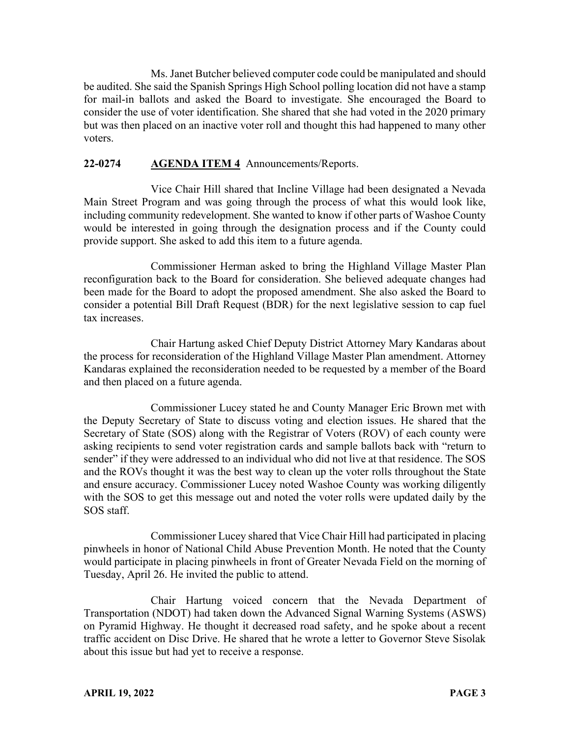Ms. Janet Butcher believed computer code could be manipulated and should be audited. She said the Spanish Springs High School polling location did not have a stamp for mail-in ballots and asked the Board to investigate. She encouraged the Board to consider the use of voter identification. She shared that she had voted in the 2020 primary but was then placed on an inactive voter roll and thought this had happened to many other voters.

**22-0274 AGENDA ITEM 4** Announcements/Reports.

Vice Chair Hill shared that Incline Village had been designated a Nevada Main Street Program and was going through the process of what this would look like, including community redevelopment. She wanted to know if other parts of Washoe County would be interested in going through the designation process and if the County could provide support. She asked to add this item to a future agenda.

Commissioner Herman asked to bring the Highland Village Master Plan reconfiguration back to the Board for consideration. She believed adequate changes had been made for the Board to adopt the proposed amendment. She also asked the Board to consider a potential Bill Draft Request (BDR) for the next legislative session to cap fuel tax increases.

Chair Hartung asked Chief Deputy District Attorney Mary Kandaras about the process for reconsideration of the Highland Village Master Plan amendment. Attorney Kandaras explained the reconsideration needed to be requested by a member of the Board and then placed on a future agenda.

Commissioner Lucey stated he and County Manager Eric Brown met with the Deputy Secretary of State to discuss voting and election issues. He shared that the Secretary of State (SOS) along with the Registrar of Voters (ROV) of each county were asking recipients to send voter registration cards and sample ballots back with "return to sender" if they were addressed to an individual who did not live at that residence. The SOS and the ROVs thought it was the best way to clean up the voter rolls throughout the State and ensure accuracy. Commissioner Lucey noted Washoe County was working diligently with the SOS to get this message out and noted the voter rolls were updated daily by the SOS staff.

Commissioner Lucey shared that Vice Chair Hill had participated in placing pinwheels in honor of National Child Abuse Prevention Month. He noted that the County would participate in placing pinwheels in front of Greater Nevada Field on the morning of Tuesday, April 26. He invited the public to attend.

Chair Hartung voiced concern that the Nevada Department of Transportation (NDOT) had taken down the Advanced Signal Warning Systems (ASWS) on Pyramid Highway. He thought it decreased road safety, and he spoke about a recent traffic accident on Disc Drive. He shared that he wrote a letter to Governor Steve Sisolak about this issue but had yet to receive a response.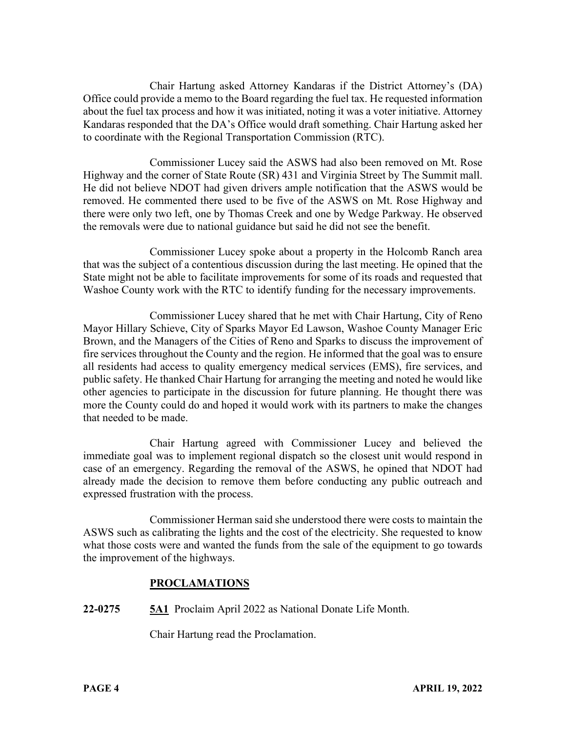Chair Hartung asked Attorney Kandaras if the District Attorney's (DA) Office could provide a memo to the Board regarding the fuel tax. He requested information about the fuel tax process and how it was initiated, noting it was a voter initiative. Attorney Kandaras responded that the DA's Office would draft something. Chair Hartung asked her to coordinate with the Regional Transportation Commission (RTC).

Commissioner Lucey said the ASWS had also been removed on Mt. Rose Highway and the corner of State Route (SR) 431 and Virginia Street by The Summit mall. He did not believe NDOT had given drivers ample notification that the ASWS would be removed. He commented there used to be five of the ASWS on Mt. Rose Highway and there were only two left, one by Thomas Creek and one by Wedge Parkway. He observed the removals were due to national guidance but said he did not see the benefit.

Commissioner Lucey spoke about a property in the Holcomb Ranch area that was the subject of a contentious discussion during the last meeting. He opined that the State might not be able to facilitate improvements for some of its roads and requested that Washoe County work with the RTC to identify funding for the necessary improvements.

Commissioner Lucey shared that he met with Chair Hartung, City of Reno Mayor Hillary Schieve, City of Sparks Mayor Ed Lawson, Washoe County Manager Eric Brown, and the Managers of the Cities of Reno and Sparks to discuss the improvement of fire services throughout the County and the region. He informed that the goal was to ensure all residents had access to quality emergency medical services (EMS), fire services, and public safety. He thanked Chair Hartung for arranging the meeting and noted he would like other agencies to participate in the discussion for future planning. He thought there was more the County could do and hoped it would work with its partners to make the changes that needed to be made.

Chair Hartung agreed with Commissioner Lucey and believed the immediate goal was to implement regional dispatch so the closest unit would respond in case of an emergency. Regarding the removal of the ASWS, he opined that NDOT had already made the decision to remove them before conducting any public outreach and expressed frustration with the process.

Commissioner Herman said she understood there were costs to maintain the ASWS such as calibrating the lights and the cost of the electricity. She requested to know what those costs were and wanted the funds from the sale of the equipment to go towards the improvement of the highways.

## PROCLAMATIONS

**22-0275** **5A1** Proclaim April 2022 as National Donate Life Month.

Chair Hartung read the Proclamation.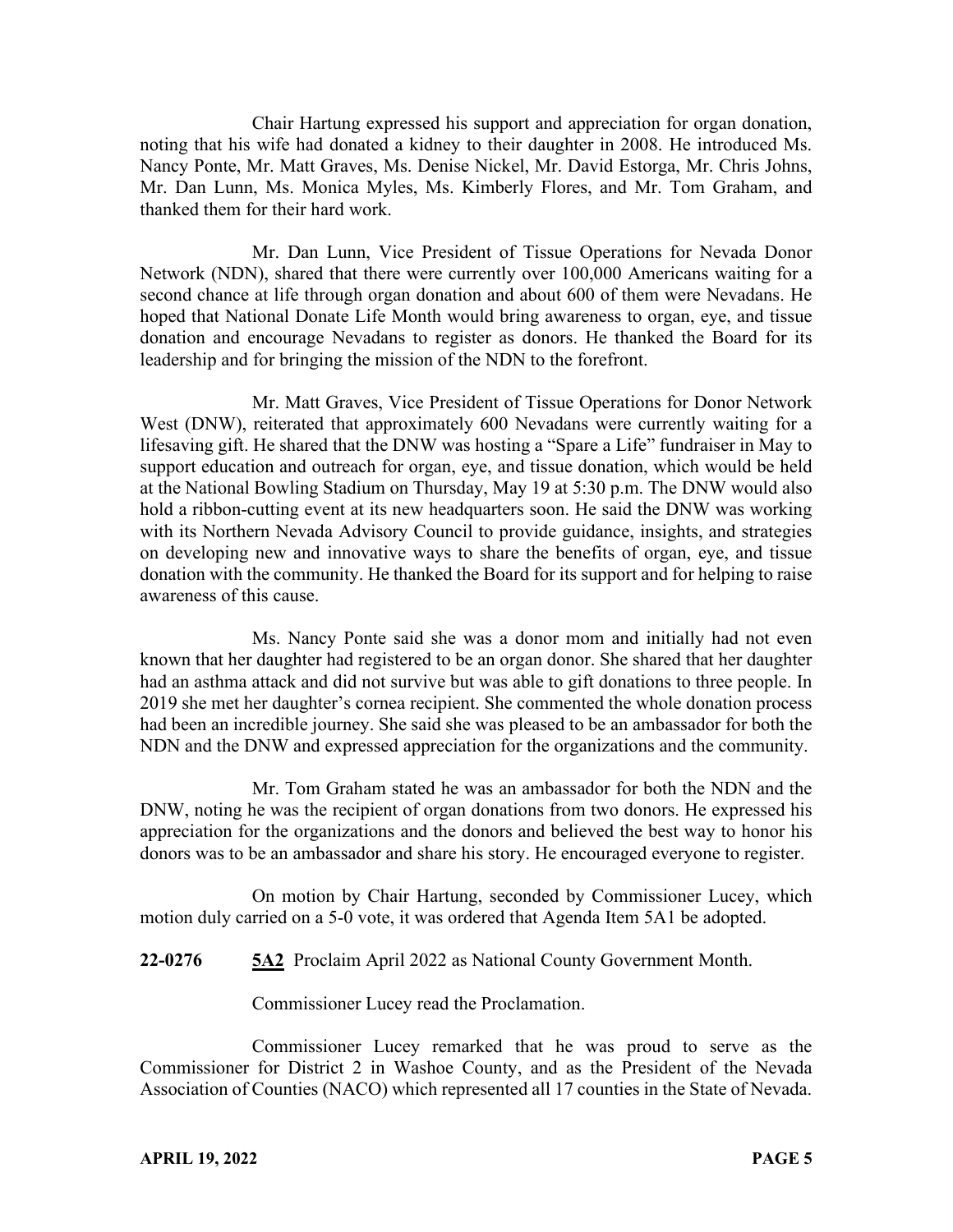Chair Hartung expressed his support and appreciation for organ donation, noting that his wife had donated a kidney to their daughter in 2008. He introduced Ms. Nancy Ponte, Mr. Matt Graves, Ms. Denise Nickel, Mr. David Estorga, Mr. Chris Johns, Mr. Dan Lunn, Ms. Monica Myles, Ms. Kimberly Flores, and Mr. Tom Graham, and thanked them for their hard work.

Mr. Dan Lunn, Vice President of Tissue Operations for Nevada Donor Network (NDN), shared that there were currently over 100,000 Americans waiting for a second chance at life through organ donation and about 600 of them were Nevadans. He hoped that National Donate Life Month would bring awareness to organ, eye, and tissue donation and encourage Nevadans to register as donors. He thanked the Board for its leadership and for bringing the mission of the NDN to the forefront.

Mr. Matt Graves, Vice President of Tissue Operations for Donor Network West (DNW), reiterated that approximately 600 Nevadans were currently waiting for a lifesaving gift. He shared that the DNW was hosting a "Spare a Life" fundraiser in May to support education and outreach for organ, eye, and tissue donation, which would be held at the National Bowling Stadium on Thursday, May 19 at 5:30 p.m. The DNW would also hold a ribbon-cutting event at its new headquarters soon. He said the DNW was working with its Northern Nevada Advisory Council to provide guidance, insights, and strategies on developing new and innovative ways to share the benefits of organ, eye, and tissue donation with the community. He thanked the Board for its support and for helping to raise awareness of this cause.

Ms. Nancy Ponte said she was a donor mom and initially had not even known that her daughter had registered to be an organ donor. She shared that her daughter had an asthma attack and did not survive but was able to gift donations to three people. In 2019 she met her daughter's cornea recipient. She commented the whole donation process had been an incredible journey. She said she was pleased to be an ambassador for both the NDN and the DNW and expressed appreciation for the organizations and the community.

Mr. Tom Graham stated he was an ambassador for both the NDN and the DNW, noting he was the recipient of organ donations from two donors. He expressed his appreciation for the organizations and the donors and believed the best way to honor his donors was to be an ambassador and share his story. He encouraged everyone to register.

On motion by Chair Hartung, seconded by Commissioner Lucey, which motion duly carried on a 5-0 vote, it was ordered that Agenda Item 5A1 be adopted.

**22-0276** **5A2** Proclaim April 2022 as National County Government Month.

Commissioner Lucey read the Proclamation.

Commissioner Lucey remarked that he was proud to serve as the Commissioner for District 2 in Washoe County, and as the President of the Nevada Association of Counties (NACO) which represented all 17 counties in the State of Nevada.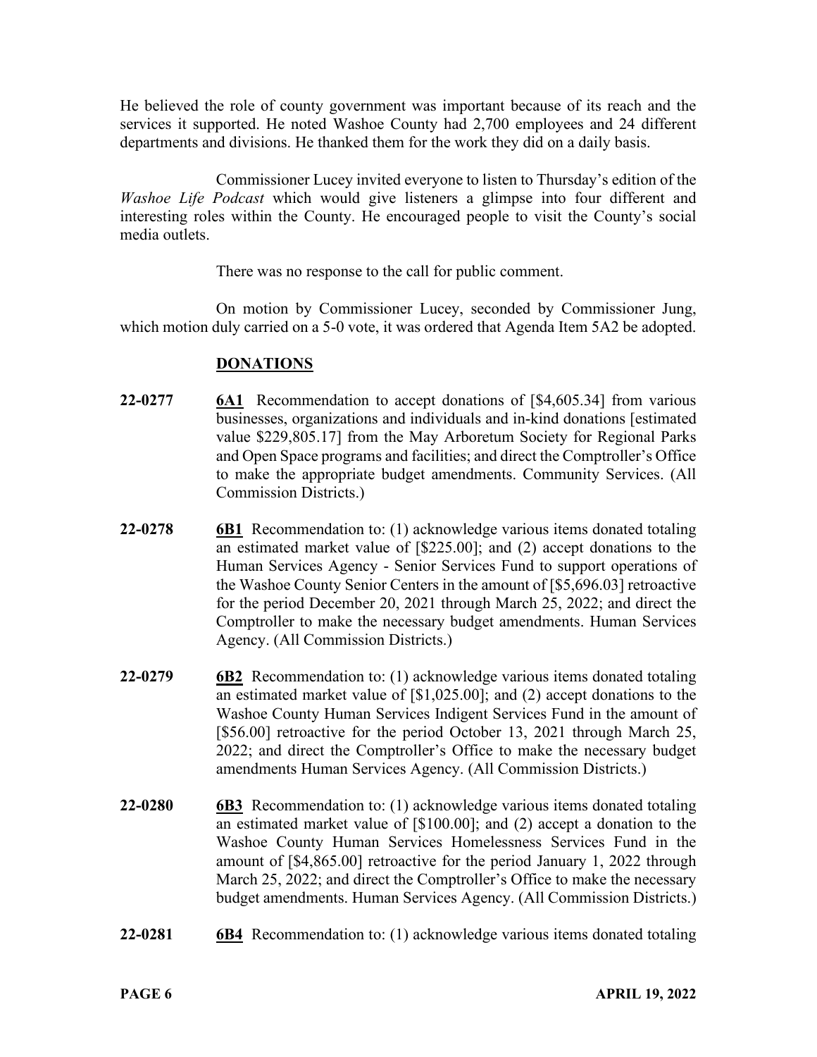He believed the role of county government was important because of its reach and the services it supported. He noted Washoe County had 2,700 employees and 24 different departments and divisions. He thanked them for the work they did on a daily basis.

Commissioner Lucey invited everyone to listen to Thursday's edition of the *Washoe Life Podcast* which would give listeners a glimpse into four different and interesting roles within the County. He encouraged people to visit the County's social media outlets.

There was no response to the call for public comment.

On motion by Commissioner Lucey, seconded by Commissioner Jung, which motion duly carried on a 5-0 vote, it was ordered that Agenda Item 5A2 be adopted.

## DONATIONS

**22-0277** **6A1** Recommendation to accept donations of [$4,605.34] from various businesses, organizations and individuals and in-kind donations [estimated value $229,805.17] from the May Arboretum Society for Regional Parks and Open Space programs and facilities; and direct the Comptroller's Office to make the appropriate budget amendments. Community Services. (All Commission Districts.)

**22-0278** **6B1** Recommendation to: (1) acknowledge various items donated totaling an estimated market value of [$225.00]; and (2) accept donations to the Human Services Agency - Senior Services Fund to support operations of the Washoe County Senior Centers in the amount of [$5,696.03] retroactive for the period December 20, 2021 through March 25, 2022; and direct the Comptroller to make the necessary budget amendments. Human Services Agency. (All Commission Districts.)

**22-0279** **6B2** Recommendation to: (1) acknowledge various items donated totaling an estimated market value of [$1,025.00]; and (2) accept donations to the Washoe County Human Services Indigent Services Fund in the amount of [$56.00] retroactive for the period October 13, 2021 through March 25, 2022; and direct the Comptroller's Office to make the necessary budget amendments Human Services Agency. (All Commission Districts.)

**22-0280** **6B3** Recommendation to: (1) acknowledge various items donated totaling an estimated market value of [$100.00]; and (2) accept a donation to the Washoe County Human Services Homelessness Services Fund in the amount of [$4,865.00] retroactive for the period January 1, 2022 through March 25, 2022; and direct the Comptroller's Office to make the necessary budget amendments. Human Services Agency. (All Commission Districts.)

**22-0281** **6B4** Recommendation to: (1) acknowledge various items donated totaling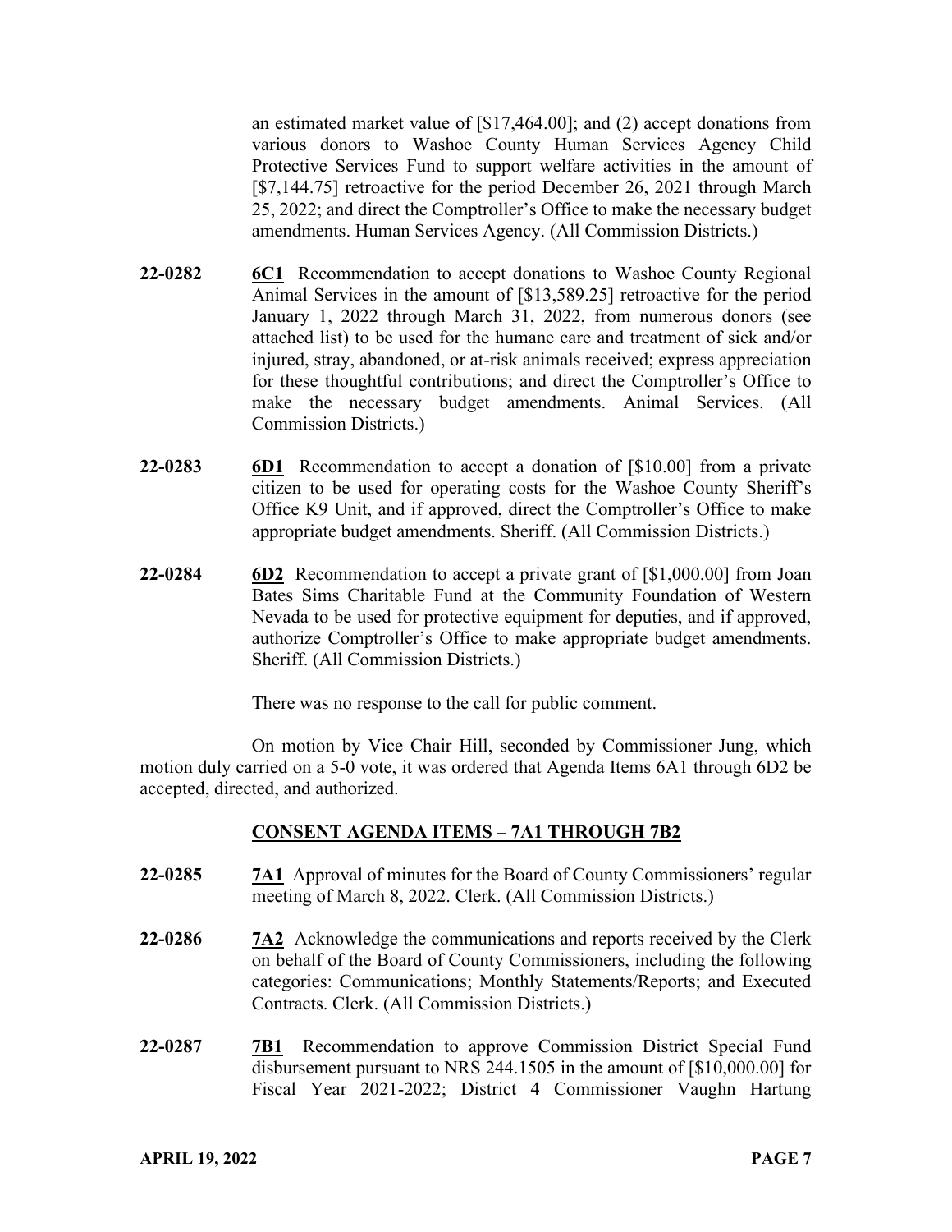an estimated market value of [$17,464.00]; and (2) accept donations from various donors to Washoe County Human Services Agency Child Protective Services Fund to support welfare activities in the amount of [$7,144.75] retroactive for the period December 26, 2021 through March 25, 2022; and direct the Comptroller's Office to make the necessary budget amendments. Human Services Agency. (All Commission Districts.)

**22-0282** **6C1** Recommendation to accept donations to Washoe County Regional Animal Services in the amount of [$13,589.25] retroactive for the period January 1, 2022 through March 31, 2022, from numerous donors (see attached list) to be used for the humane care and treatment of sick and/or injured, stray, abandoned, or at-risk animals received; express appreciation for these thoughtful contributions; and direct the Comptroller's Office to make the necessary budget amendments. Animal Services. (All Commission Districts.)

**22-0283** **6D1** Recommendation to accept a donation of [$10.00] from a private citizen to be used for operating costs for the Washoe County Sheriff's Office K9 Unit, and if approved, direct the Comptroller's Office to make appropriate budget amendments. Sheriff. (All Commission Districts.)

**22-0284** **6D2** Recommendation to accept a private grant of [$1,000.00] from Joan Bates Sims Charitable Fund at the Community Foundation of Western Nevada to be used for protective equipment for deputies, and if approved, authorize Comptroller's Office to make appropriate budget amendments. Sheriff. (All Commission Districts.)

There was no response to the call for public comment.

On motion by Vice Chair Hill, seconded by Commissioner Jung, which motion duly carried on a 5-0 vote, it was ordered that Agenda Items 6A1 through 6D2 be accepted, directed, and authorized.

## CONSENT AGENDA ITEMS – 7A1 THROUGH 7B2

**22-0285** **7A1** Approval of minutes for the Board of County Commissioners' regular meeting of March 8, 2022. Clerk. (All Commission Districts.)

**22-0286** **7A2** Acknowledge the communications and reports received by the Clerk on behalf of the Board of County Commissioners, including the following categories: Communications; Monthly Statements/Reports; and Executed Contracts. Clerk. (All Commission Districts.)

**22-0287** **7B1** Recommendation to approve Commission District Special Fund disbursement pursuant to NRS 244.1505 in the amount of [$10,000.00] for Fiscal Year 2021-2022; District 4 Commissioner Vaughn Hartung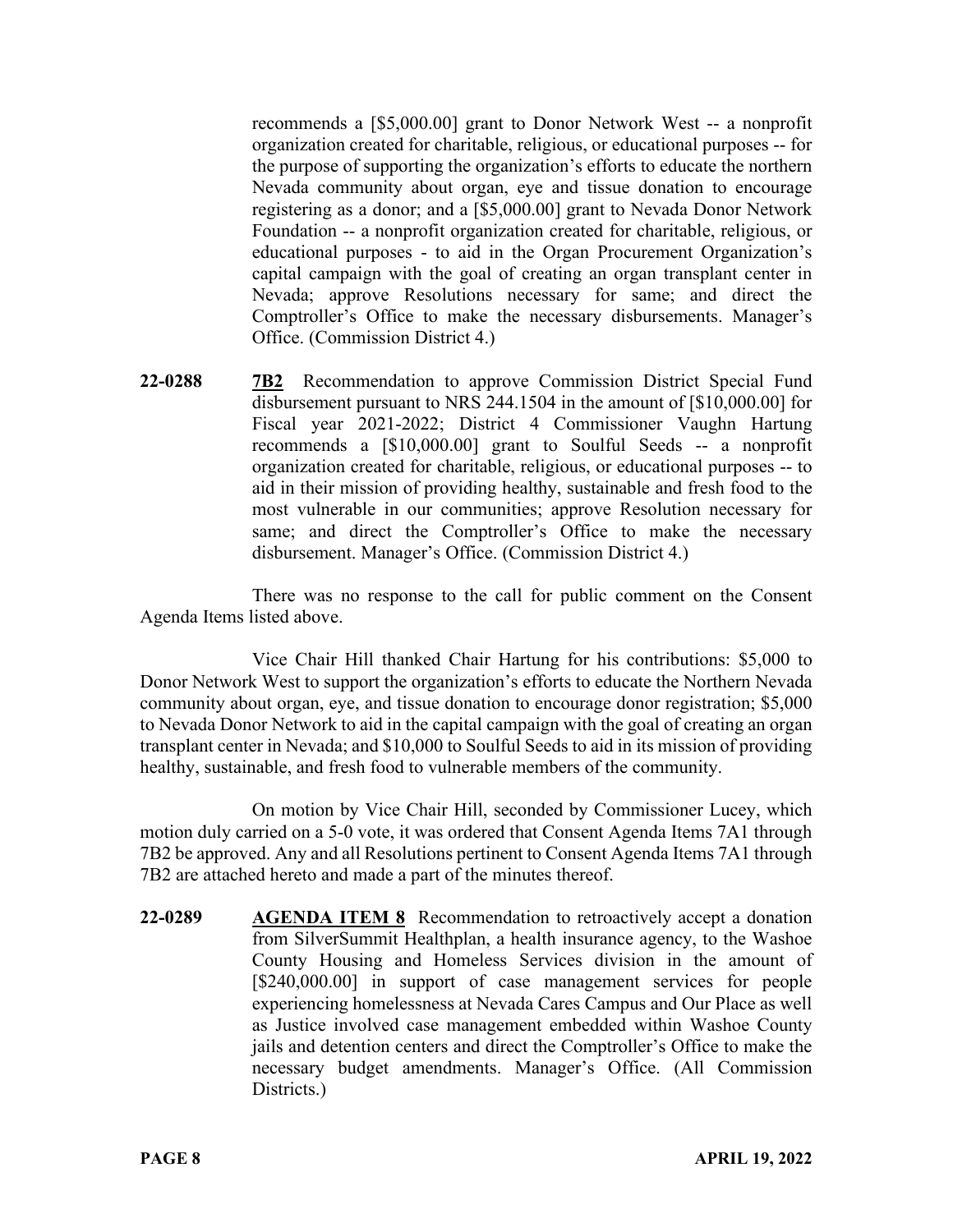recommends a [$5,000.00] grant to Donor Network West -- a nonprofit organization created for charitable, religious, or educational purposes -- for the purpose of supporting the organization's efforts to educate the northern Nevada community about organ, eye and tissue donation to encourage registering as a donor; and a [$5,000.00] grant to Nevada Donor Network Foundation -- a nonprofit organization created for charitable, religious, or educational purposes - to aid in the Organ Procurement Organization's capital campaign with the goal of creating an organ transplant center in Nevada; approve Resolutions necessary for same; and direct the Comptroller's Office to make the necessary disbursements. Manager's Office. (Commission District 4.)

**22-0288** **7B2** Recommendation to approve Commission District Special Fund disbursement pursuant to NRS 244.1504 in the amount of [$10,000.00] for Fiscal year 2021-2022; District 4 Commissioner Vaughn Hartung recommends a [$10,000.00] grant to Soulful Seeds -- a nonprofit organization created for charitable, religious, or educational purposes -- to aid in their mission of providing healthy, sustainable and fresh food to the most vulnerable in our communities; approve Resolution necessary for same; and direct the Comptroller's Office to make the necessary disbursement. Manager's Office. (Commission District 4.)

There was no response to the call for public comment on the Consent Agenda Items listed above.

Vice Chair Hill thanked Chair Hartung for his contributions: $5,000 to Donor Network West to support the organization's efforts to educate the Northern Nevada community about organ, eye, and tissue donation to encourage donor registration; $5,000 to Nevada Donor Network to aid in the capital campaign with the goal of creating an organ transplant center in Nevada; and $10,000 to Soulful Seeds to aid in its mission of providing healthy, sustainable, and fresh food to vulnerable members of the community.

On motion by Vice Chair Hill, seconded by Commissioner Lucey, which motion duly carried on a 5-0 vote, it was ordered that Consent Agenda Items 7A1 through 7B2 be approved. Any and all Resolutions pertinent to Consent Agenda Items 7A1 through 7B2 are attached hereto and made a part of the minutes thereof.

**22-0289** **AGENDA ITEM 8** Recommendation to retroactively accept a donation from SilverSummit Healthplan, a health insurance agency, to the Washoe County Housing and Homeless Services division in the amount of [$240,000.00] in support of case management services for people experiencing homelessness at Nevada Cares Campus and Our Place as well as Justice involved case management embedded within Washoe County jails and detention centers and direct the Comptroller's Office to make the necessary budget amendments. Manager's Office. (All Commission Districts.)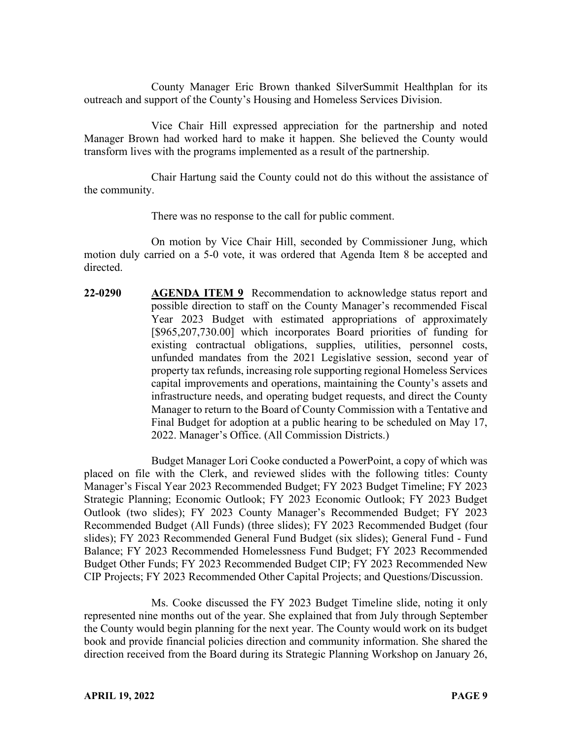County Manager Eric Brown thanked SilverSummit Healthplan for its outreach and support of the County's Housing and Homeless Services Division.

Vice Chair Hill expressed appreciation for the partnership and noted Manager Brown had worked hard to make it happen. She believed the County would transform lives with the programs implemented as a result of the partnership.

Chair Hartung said the County could not do this without the assistance of the community.

There was no response to the call for public comment.

On motion by Vice Chair Hill, seconded by Commissioner Jung, which motion duly carried on a 5-0 vote, it was ordered that Agenda Item 8 be accepted and directed.

**22-0290** **AGENDA ITEM 9** Recommendation to acknowledge status report and possible direction to staff on the County Manager's recommended Fiscal Year 2023 Budget with estimated appropriations of approximately [$965,207,730.00] which incorporates Board priorities of funding for existing contractual obligations, supplies, utilities, personnel costs, unfunded mandates from the 2021 Legislative session, second year of property tax refunds, increasing role supporting regional Homeless Services capital improvements and operations, maintaining the County's assets and infrastructure needs, and operating budget requests, and direct the County Manager to return to the Board of County Commission with a Tentative and Final Budget for adoption at a public hearing to be scheduled on May 17, 2022. Manager's Office. (All Commission Districts.)

Budget Manager Lori Cooke conducted a PowerPoint, a copy of which was placed on file with the Clerk, and reviewed slides with the following titles: County Manager's Fiscal Year 2023 Recommended Budget; FY 2023 Budget Timeline; FY 2023 Strategic Planning; Economic Outlook; FY 2023 Economic Outlook; FY 2023 Budget Outlook (two slides); FY 2023 County Manager's Recommended Budget; FY 2023 Recommended Budget (All Funds) (three slides); FY 2023 Recommended Budget (four slides); FY 2023 Recommended General Fund Budget (six slides); General Fund - Fund Balance; FY 2023 Recommended Homelessness Fund Budget; FY 2023 Recommended Budget Other Funds; FY 2023 Recommended Budget CIP; FY 2023 Recommended New CIP Projects; FY 2023 Recommended Other Capital Projects; and Questions/Discussion.

Ms. Cooke discussed the FY 2023 Budget Timeline slide, noting it only represented nine months out of the year. She explained that from July through September the County would begin planning for the next year. The County would work on its budget book and provide financial policies direction and community information. She shared the direction received from the Board during its Strategic Planning Workshop on January 26,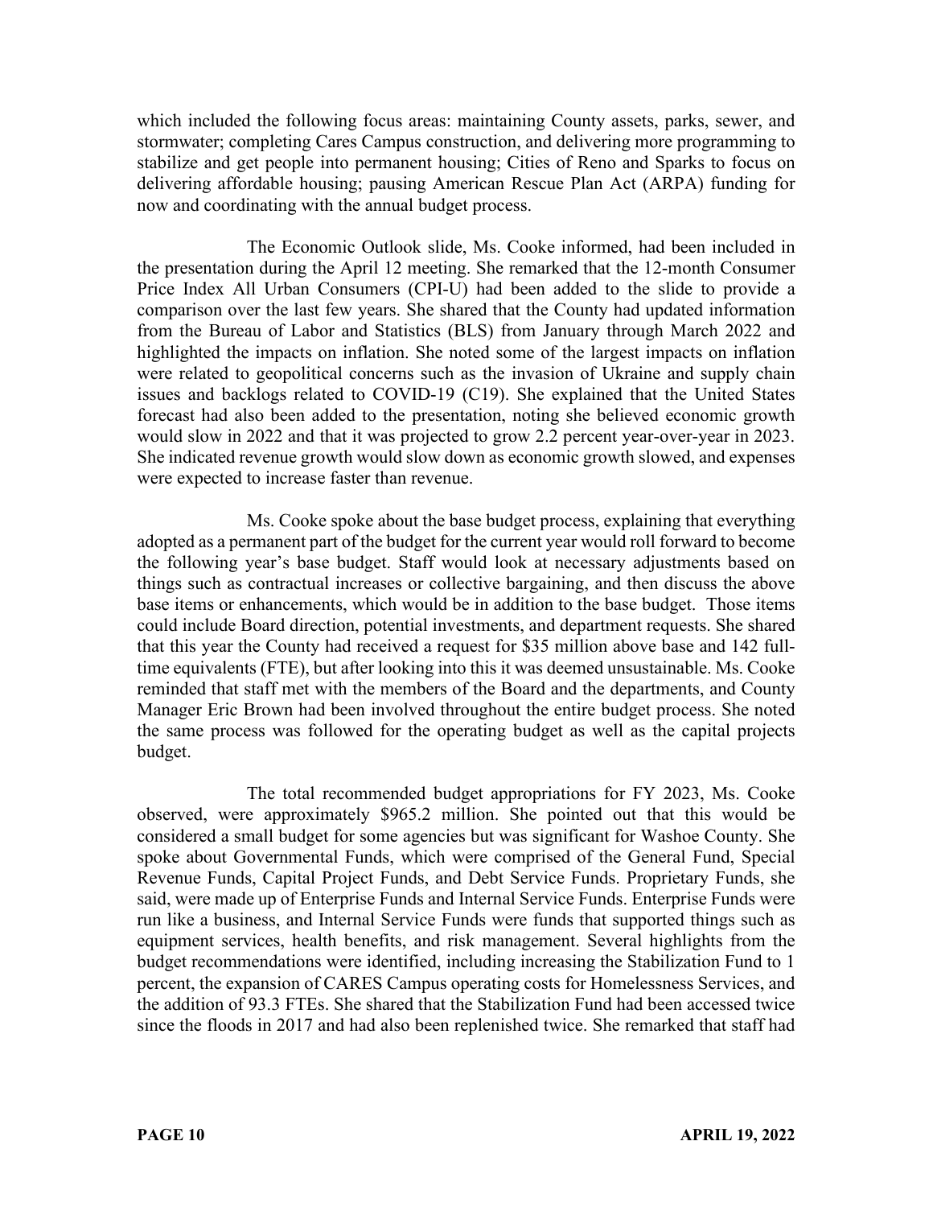which included the following focus areas: maintaining County assets, parks, sewer, and stormwater; completing Cares Campus construction, and delivering more programming to stabilize and get people into permanent housing; Cities of Reno and Sparks to focus on delivering affordable housing; pausing American Rescue Plan Act (ARPA) funding for now and coordinating with the annual budget process.

The Economic Outlook slide, Ms. Cooke informed, had been included in the presentation during the April 12 meeting. She remarked that the 12-month Consumer Price Index All Urban Consumers (CPI-U) had been added to the slide to provide a comparison over the last few years. She shared that the County had updated information from the Bureau of Labor and Statistics (BLS) from January through March 2022 and highlighted the impacts on inflation. She noted some of the largest impacts on inflation were related to geopolitical concerns such as the invasion of Ukraine and supply chain issues and backlogs related to COVID-19 (C19). She explained that the United States forecast had also been added to the presentation, noting she believed economic growth would slow in 2022 and that it was projected to grow 2.2 percent year-over-year in 2023. She indicated revenue growth would slow down as economic growth slowed, and expenses were expected to increase faster than revenue.

Ms. Cooke spoke about the base budget process, explaining that everything adopted as a permanent part of the budget for the current year would roll forward to become the following year's base budget. Staff would look at necessary adjustments based on things such as contractual increases or collective bargaining, and then discuss the above base items or enhancements, which would be in addition to the base budget. Those items could include Board direction, potential investments, and department requests. She shared that this year the County had received a request for $35 million above base and 142 full-time equivalents (FTE), but after looking into this it was deemed unsustainable. Ms. Cooke reminded that staff met with the members of the Board and the departments, and County Manager Eric Brown had been involved throughout the entire budget process. She noted the same process was followed for the operating budget as well as the capital projects budget.

The total recommended budget appropriations for FY 2023, Ms. Cooke observed, were approximately $965.2 million. She pointed out that this would be considered a small budget for some agencies but was significant for Washoe County. She spoke about Governmental Funds, which were comprised of the General Fund, Special Revenue Funds, Capital Project Funds, and Debt Service Funds. Proprietary Funds, she said, were made up of Enterprise Funds and Internal Service Funds. Enterprise Funds were run like a business, and Internal Service Funds were funds that supported things such as equipment services, health benefits, and risk management. Several highlights from the budget recommendations were identified, including increasing the Stabilization Fund to 1 percent, the expansion of CARES Campus operating costs for Homelessness Services, and the addition of 93.3 FTEs. She shared that the Stabilization Fund had been accessed twice since the floods in 2017 and had also been replenished twice. She remarked that staff had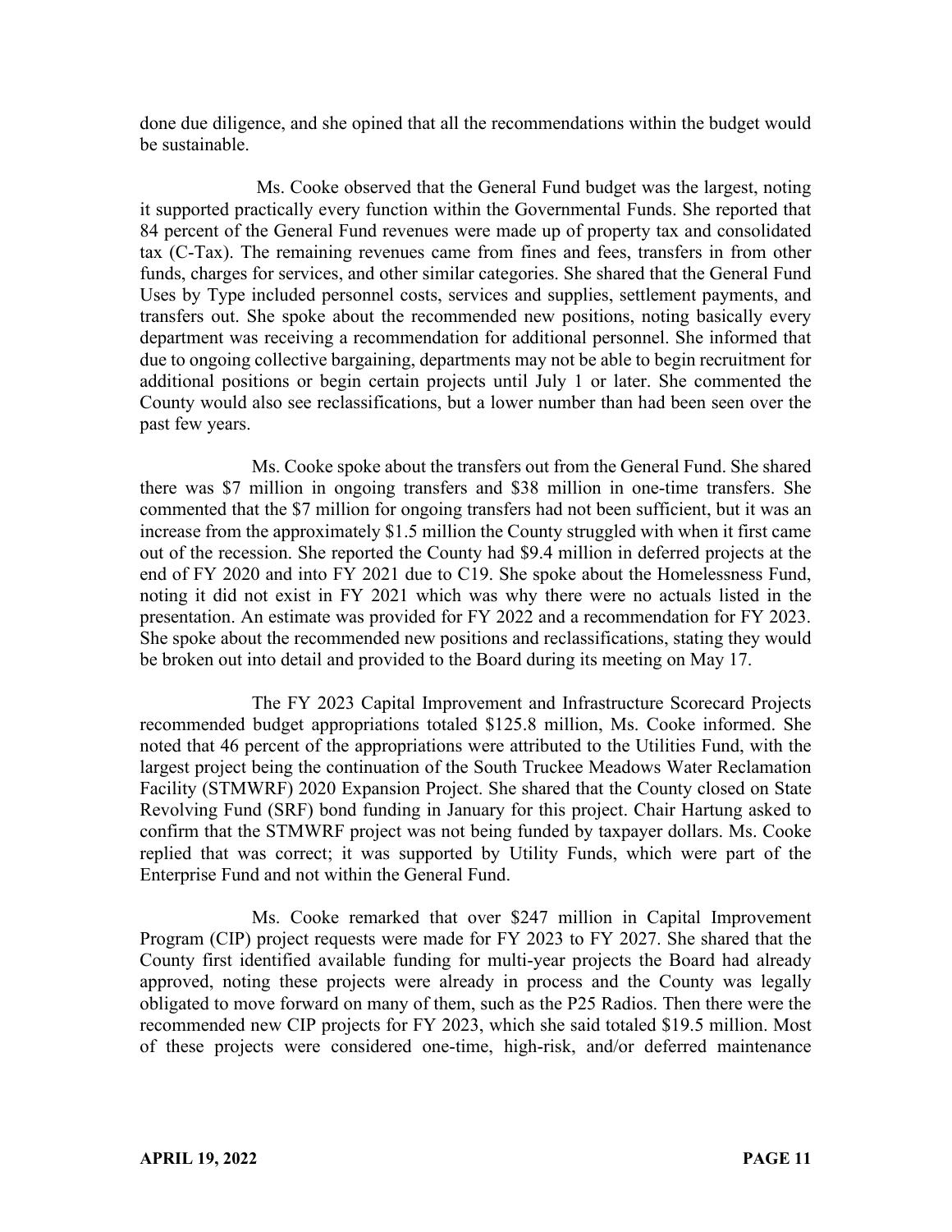done due diligence, and she opined that all the recommendations within the budget would be sustainable.

Ms. Cooke observed that the General Fund budget was the largest, noting it supported practically every function within the Governmental Funds. She reported that 84 percent of the General Fund revenues were made up of property tax and consolidated tax (C-Tax). The remaining revenues came from fines and fees, transfers in from other funds, charges for services, and other similar categories. She shared that the General Fund Uses by Type included personnel costs, services and supplies, settlement payments, and transfers out. She spoke about the recommended new positions, noting basically every department was receiving a recommendation for additional personnel. She informed that due to ongoing collective bargaining, departments may not be able to begin recruitment for additional positions or begin certain projects until July 1 or later. She commented the County would also see reclassifications, but a lower number than had been seen over the past few years.

Ms. Cooke spoke about the transfers out from the General Fund. She shared there was $7 million in ongoing transfers and $38 million in one-time transfers. She commented that the $7 million for ongoing transfers had not been sufficient, but it was an increase from the approximately $1.5 million the County struggled with when it first came out of the recession. She reported the County had $9.4 million in deferred projects at the end of FY 2020 and into FY 2021 due to C19. She spoke about the Homelessness Fund, noting it did not exist in FY 2021 which was why there were no actuals listed in the presentation. An estimate was provided for FY 2022 and a recommendation for FY 2023. She spoke about the recommended new positions and reclassifications, stating they would be broken out into detail and provided to the Board during its meeting on May 17.

The FY 2023 Capital Improvement and Infrastructure Scorecard Projects recommended budget appropriations totaled $125.8 million, Ms. Cooke informed. She noted that 46 percent of the appropriations were attributed to the Utilities Fund, with the largest project being the continuation of the South Truckee Meadows Water Reclamation Facility (STMWRF) 2020 Expansion Project. She shared that the County closed on State Revolving Fund (SRF) bond funding in January for this project. Chair Hartung asked to confirm that the STMWRF project was not being funded by taxpayer dollars. Ms. Cooke replied that was correct; it was supported by Utility Funds, which were part of the Enterprise Fund and not within the General Fund.

Ms. Cooke remarked that over $247 million in Capital Improvement Program (CIP) project requests were made for FY 2023 to FY 2027. She shared that the County first identified available funding for multi-year projects the Board had already approved, noting these projects were already in process and the County was legally obligated to move forward on many of them, such as the P25 Radios. Then there were the recommended new CIP projects for FY 2023, which she said totaled $19.5 million. Most of these projects were considered one-time, high-risk, and/or deferred maintenance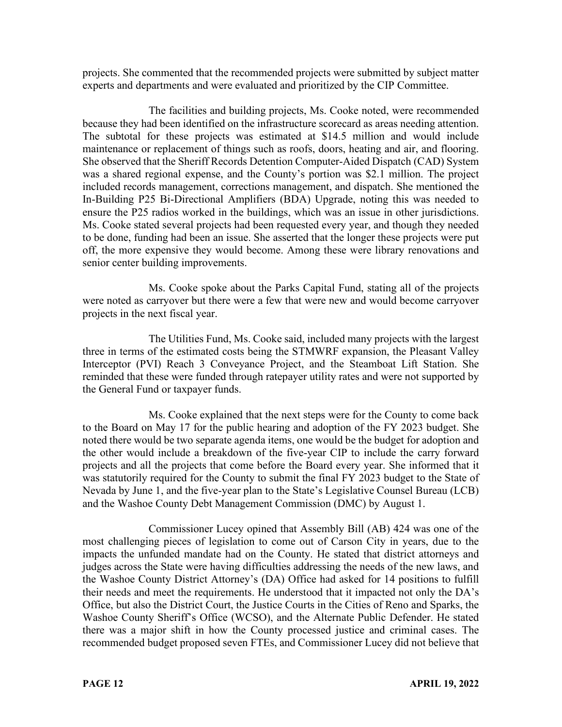projects. She commented that the recommended projects were submitted by subject matter experts and departments and were evaluated and prioritized by the CIP Committee.

The facilities and building projects, Ms. Cooke noted, were recommended because they had been identified on the infrastructure scorecard as areas needing attention. The subtotal for these projects was estimated at $14.5 million and would include maintenance or replacement of things such as roofs, doors, heating and air, and flooring. She observed that the Sheriff Records Detention Computer-Aided Dispatch (CAD) System was a shared regional expense, and the County's portion was $2.1 million. The project included records management, corrections management, and dispatch. She mentioned the In-Building P25 Bi-Directional Amplifiers (BDA) Upgrade, noting this was needed to ensure the P25 radios worked in the buildings, which was an issue in other jurisdictions. Ms. Cooke stated several projects had been requested every year, and though they needed to be done, funding had been an issue. She asserted that the longer these projects were put off, the more expensive they would become. Among these were library renovations and senior center building improvements.

Ms. Cooke spoke about the Parks Capital Fund, stating all of the projects were noted as carryover but there were a few that were new and would become carryover projects in the next fiscal year.

The Utilities Fund, Ms. Cooke said, included many projects with the largest three in terms of the estimated costs being the STMWRF expansion, the Pleasant Valley Interceptor (PVI) Reach 3 Conveyance Project, and the Steamboat Lift Station. She reminded that these were funded through ratepayer utility rates and were not supported by the General Fund or taxpayer funds.

Ms. Cooke explained that the next steps were for the County to come back to the Board on May 17 for the public hearing and adoption of the FY 2023 budget. She noted there would be two separate agenda items, one would be the budget for adoption and the other would include a breakdown of the five-year CIP to include the carry forward projects and all the projects that come before the Board every year. She informed that it was statutorily required for the County to submit the final FY 2023 budget to the State of Nevada by June 1, and the five-year plan to the State's Legislative Counsel Bureau (LCB) and the Washoe County Debt Management Commission (DMC) by August 1.

Commissioner Lucey opined that Assembly Bill (AB) 424 was one of the most challenging pieces of legislation to come out of Carson City in years, due to the impacts the unfunded mandate had on the County. He stated that district attorneys and judges across the State were having difficulties addressing the needs of the new laws, and the Washoe County District Attorney's (DA) Office had asked for 14 positions to fulfill their needs and meet the requirements. He understood that it impacted not only the DA's Office, but also the District Court, the Justice Courts in the Cities of Reno and Sparks, the Washoe County Sheriff's Office (WCSO), and the Alternate Public Defender. He stated there was a major shift in how the County processed justice and criminal cases. The recommended budget proposed seven FTEs, and Commissioner Lucey did not believe that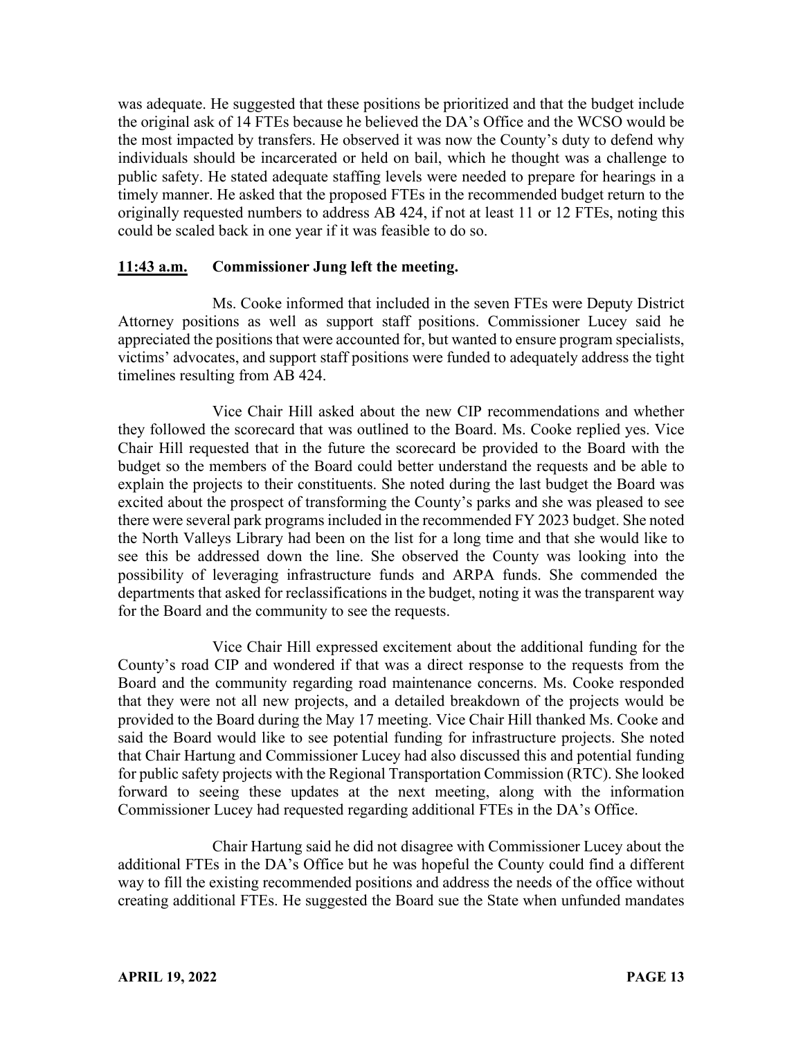was adequate. He suggested that these positions be prioritized and that the budget include the original ask of 14 FTEs because he believed the DA's Office and the WCSO would be the most impacted by transfers. He observed it was now the County's duty to defend why individuals should be incarcerated or held on bail, which he thought was a challenge to public safety. He stated adequate staffing levels were needed to prepare for hearings in a timely manner. He asked that the proposed FTEs in the recommended budget return to the originally requested numbers to address AB 424, if not at least 11 or 12 FTEs, noting this could be scaled back in one year if it was feasible to do so.

**11:43 a.m. Commissioner Jung left the meeting.**

Ms. Cooke informed that included in the seven FTEs were Deputy District Attorney positions as well as support staff positions. Commissioner Lucey said he appreciated the positions that were accounted for, but wanted to ensure program specialists, victims' advocates, and support staff positions were funded to adequately address the tight timelines resulting from AB 424.

Vice Chair Hill asked about the new CIP recommendations and whether they followed the scorecard that was outlined to the Board. Ms. Cooke replied yes. Vice Chair Hill requested that in the future the scorecard be provided to the Board with the budget so the members of the Board could better understand the requests and be able to explain the projects to their constituents. She noted during the last budget the Board was excited about the prospect of transforming the County's parks and she was pleased to see there were several park programs included in the recommended FY 2023 budget. She noted the North Valleys Library had been on the list for a long time and that she would like to see this be addressed down the line. She observed the County was looking into the possibility of leveraging infrastructure funds and ARPA funds. She commended the departments that asked for reclassifications in the budget, noting it was the transparent way for the Board and the community to see the requests.

Vice Chair Hill expressed excitement about the additional funding for the County's road CIP and wondered if that was a direct response to the requests from the Board and the community regarding road maintenance concerns. Ms. Cooke responded that they were not all new projects, and a detailed breakdown of the projects would be provided to the Board during the May 17 meeting. Vice Chair Hill thanked Ms. Cooke and said the Board would like to see potential funding for infrastructure projects. She noted that Chair Hartung and Commissioner Lucey had also discussed this and potential funding for public safety projects with the Regional Transportation Commission (RTC). She looked forward to seeing these updates at the next meeting, along with the information Commissioner Lucey had requested regarding additional FTEs in the DA's Office.

Chair Hartung said he did not disagree with Commissioner Lucey about the additional FTEs in the DA's Office but he was hopeful the County could find a different way to fill the existing recommended positions and address the needs of the office without creating additional FTEs. He suggested the Board sue the State when unfunded mandates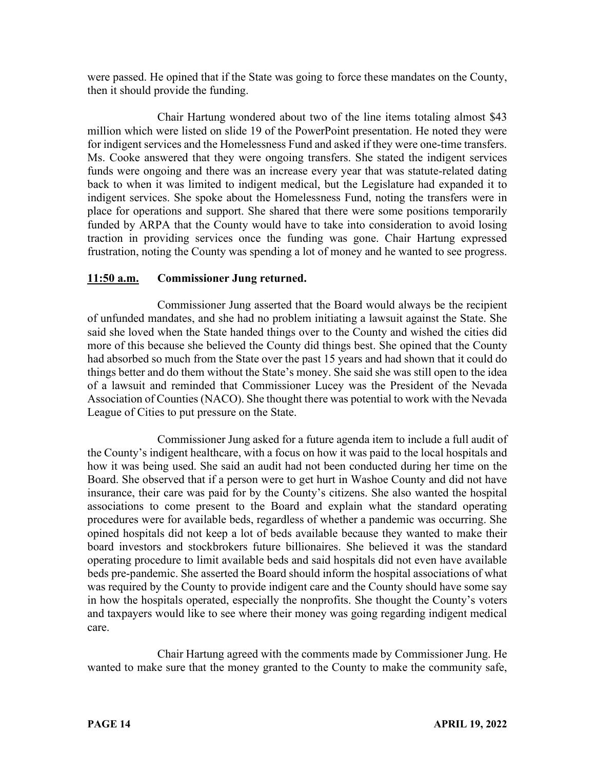were passed. He opined that if the State was going to force these mandates on the County, then it should provide the funding.

Chair Hartung wondered about two of the line items totaling almost $43 million which were listed on slide 19 of the PowerPoint presentation. He noted they were for indigent services and the Homelessness Fund and asked if they were one-time transfers. Ms. Cooke answered that they were ongoing transfers. She stated the indigent services funds were ongoing and there was an increase every year that was statute-related dating back to when it was limited to indigent medical, but the Legislature had expanded it to indigent services. She spoke about the Homelessness Fund, noting the transfers were in place for operations and support. She shared that there were some positions temporarily funded by ARPA that the County would have to take into consideration to avoid losing traction in providing services once the funding was gone. Chair Hartung expressed frustration, noting the County was spending a lot of money and he wanted to see progress.

**11:50 a.m. Commissioner Jung returned.**

Commissioner Jung asserted that the Board would always be the recipient of unfunded mandates, and she had no problem initiating a lawsuit against the State. She said she loved when the State handed things over to the County and wished the cities did more of this because she believed the County did things best. She opined that the County had absorbed so much from the State over the past 15 years and had shown that it could do things better and do them without the State's money. She said she was still open to the idea of a lawsuit and reminded that Commissioner Lucey was the President of the Nevada Association of Counties (NACO). She thought there was potential to work with the Nevada League of Cities to put pressure on the State.

Commissioner Jung asked for a future agenda item to include a full audit of the County's indigent healthcare, with a focus on how it was paid to the local hospitals and how it was being used. She said an audit had not been conducted during her time on the Board. She observed that if a person were to get hurt in Washoe County and did not have insurance, their care was paid for by the County's citizens. She also wanted the hospital associations to come present to the Board and explain what the standard operating procedures were for available beds, regardless of whether a pandemic was occurring. She opined hospitals did not keep a lot of beds available because they wanted to make their board investors and stockbrokers future billionaires. She believed it was the standard operating procedure to limit available beds and said hospitals did not even have available beds pre-pandemic. She asserted the Board should inform the hospital associations of what was required by the County to provide indigent care and the County should have some say in how the hospitals operated, especially the nonprofits. She thought the County's voters and taxpayers would like to see where their money was going regarding indigent medical care.

Chair Hartung agreed with the comments made by Commissioner Jung. He wanted to make sure that the money granted to the County to make the community safe,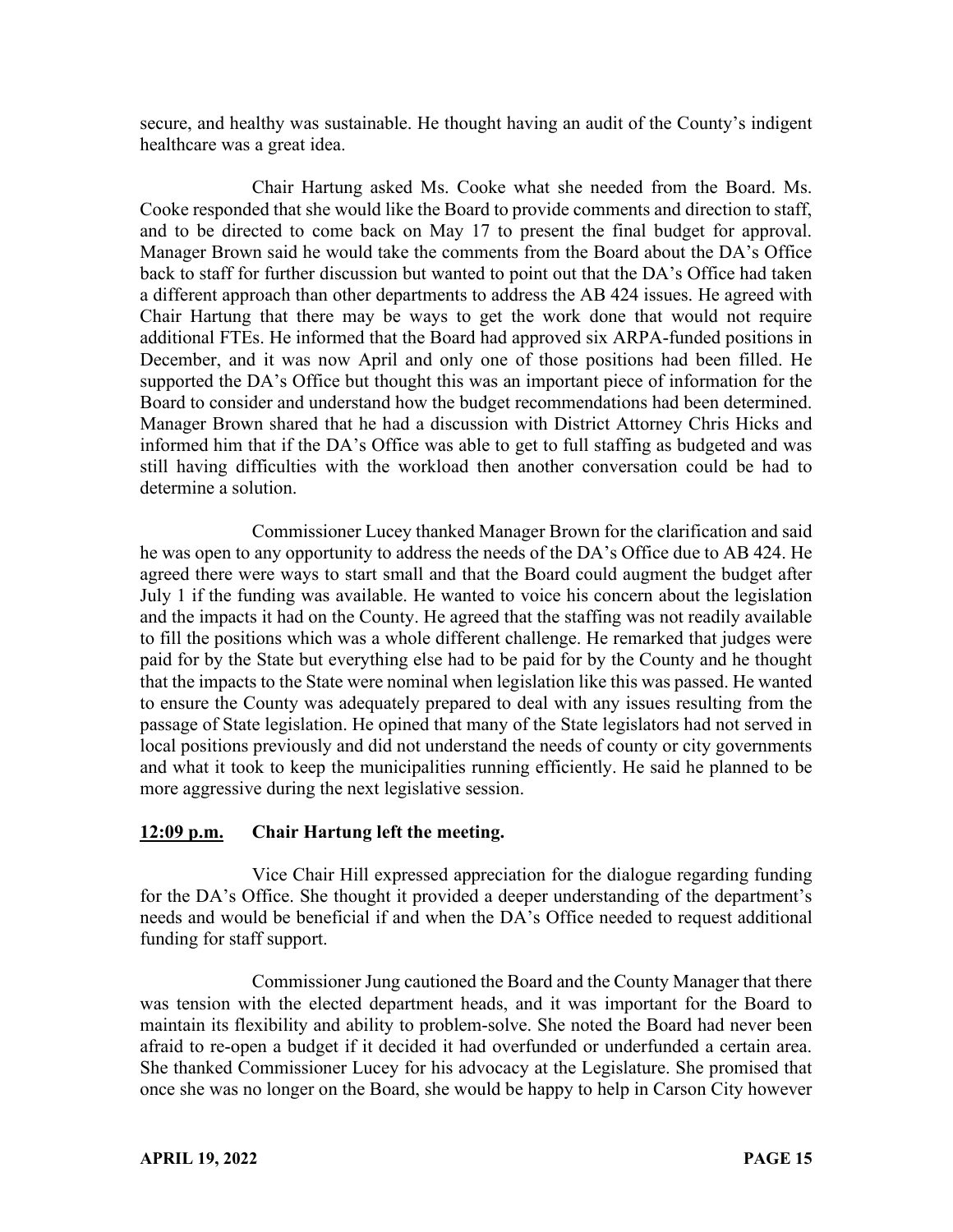secure, and healthy was sustainable. He thought having an audit of the County's indigent healthcare was a great idea.

Chair Hartung asked Ms. Cooke what she needed from the Board. Ms. Cooke responded that she would like the Board to provide comments and direction to staff, and to be directed to come back on May 17 to present the final budget for approval. Manager Brown said he would take the comments from the Board about the DA's Office back to staff for further discussion but wanted to point out that the DA's Office had taken a different approach than other departments to address the AB 424 issues. He agreed with Chair Hartung that there may be ways to get the work done that would not require additional FTEs. He informed that the Board had approved six ARPA-funded positions in December, and it was now April and only one of those positions had been filled. He supported the DA's Office but thought this was an important piece of information for the Board to consider and understand how the budget recommendations had been determined. Manager Brown shared that he had a discussion with District Attorney Chris Hicks and informed him that if the DA's Office was able to get to full staffing as budgeted and was still having difficulties with the workload then another conversation could be had to determine a solution.

Commissioner Lucey thanked Manager Brown for the clarification and said he was open to any opportunity to address the needs of the DA's Office due to AB 424. He agreed there were ways to start small and that the Board could augment the budget after July 1 if the funding was available. He wanted to voice his concern about the legislation and the impacts it had on the County. He agreed that the staffing was not readily available to fill the positions which was a whole different challenge. He remarked that judges were paid for by the State but everything else had to be paid for by the County and he thought that the impacts to the State were nominal when legislation like this was passed. He wanted to ensure the County was adequately prepared to deal with any issues resulting from the passage of State legislation. He opined that many of the State legislators had not served in local positions previously and did not understand the needs of county or city governments and what it took to keep the municipalities running efficiently. He said he planned to be more aggressive during the next legislative session.

**12:09 p.m. Chair Hartung left the meeting.**

Vice Chair Hill expressed appreciation for the dialogue regarding funding for the DA's Office. She thought it provided a deeper understanding of the department's needs and would be beneficial if and when the DA's Office needed to request additional funding for staff support.

Commissioner Jung cautioned the Board and the County Manager that there was tension with the elected department heads, and it was important for the Board to maintain its flexibility and ability to problem-solve. She noted the Board had never been afraid to re-open a budget if it decided it had overfunded or underfunded a certain area. She thanked Commissioner Lucey for his advocacy at the Legislature. She promised that once she was no longer on the Board, she would be happy to help in Carson City however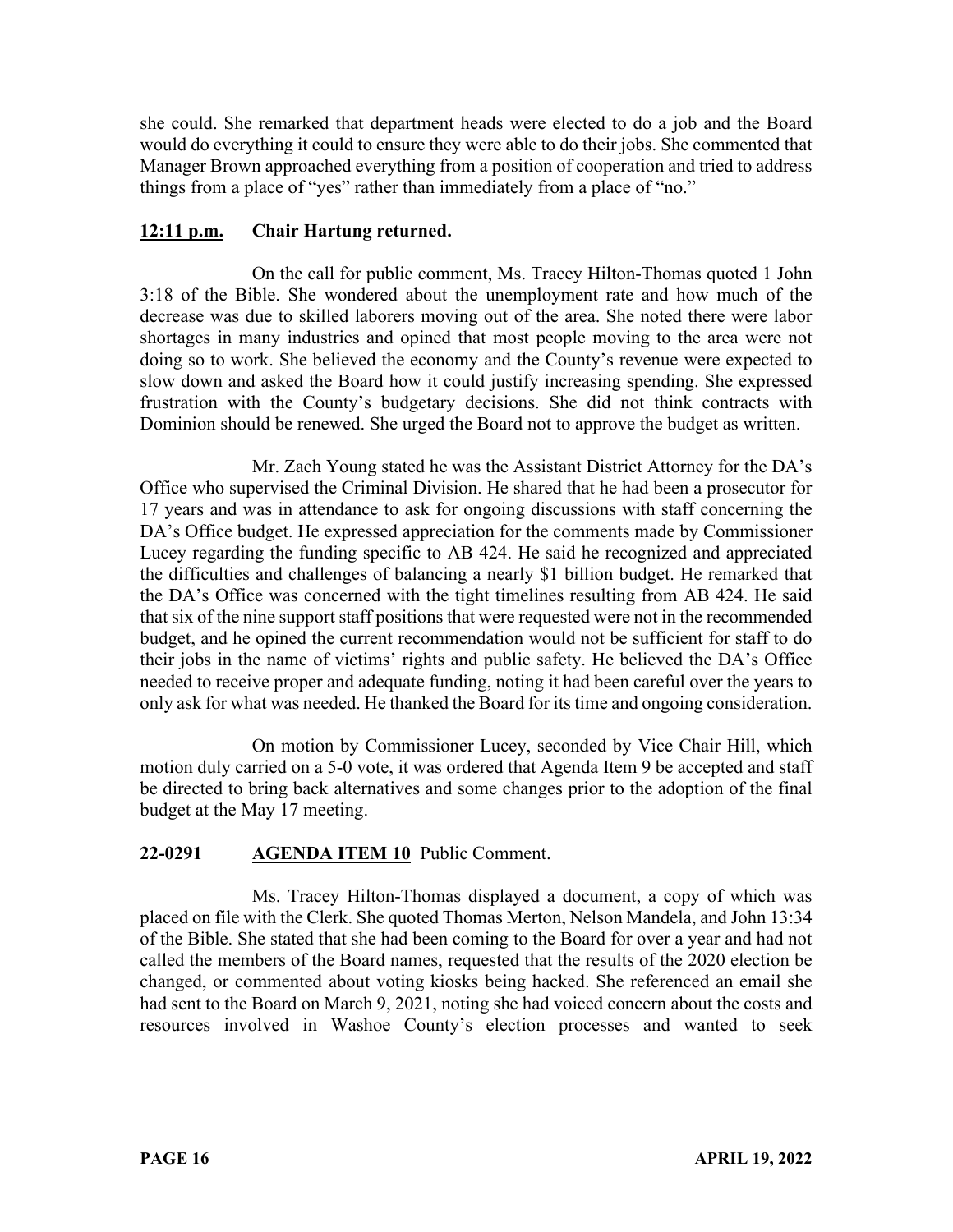she could. She remarked that department heads were elected to do a job and the Board would do everything it could to ensure they were able to do their jobs. She commented that Manager Brown approached everything from a position of cooperation and tried to address things from a place of "yes" rather than immediately from a place of "no."

**12:11 p.m.** **Chair Hartung returned.**

On the call for public comment, Ms. Tracey Hilton-Thomas quoted 1 John 3:18 of the Bible. She wondered about the unemployment rate and how much of the decrease was due to skilled laborers moving out of the area. She noted there were labor shortages in many industries and opined that most people moving to the area were not doing so to work. She believed the economy and the County's revenue were expected to slow down and asked the Board how it could justify increasing spending. She expressed frustration with the County's budgetary decisions. She did not think contracts with Dominion should be renewed. She urged the Board not to approve the budget as written.

Mr. Zach Young stated he was the Assistant District Attorney for the DA's Office who supervised the Criminal Division. He shared that he had been a prosecutor for 17 years and was in attendance to ask for ongoing discussions with staff concerning the DA's Office budget. He expressed appreciation for the comments made by Commissioner Lucey regarding the funding specific to AB 424. He said he recognized and appreciated the difficulties and challenges of balancing a nearly $1 billion budget. He remarked that the DA's Office was concerned with the tight timelines resulting from AB 424. He said that six of the nine support staff positions that were requested were not in the recommended budget, and he opined the current recommendation would not be sufficient for staff to do their jobs in the name of victims' rights and public safety. He believed the DA's Office needed to receive proper and adequate funding, noting it had been careful over the years to only ask for what was needed. He thanked the Board for its time and ongoing consideration.

On motion by Commissioner Lucey, seconded by Vice Chair Hill, which motion duly carried on a 5-0 vote, it was ordered that Agenda Item 9 be accepted and staff be directed to bring back alternatives and some changes prior to the adoption of the final budget at the May 17 meeting.

**22-0291** **AGENDA ITEM 10** Public Comment.

Ms. Tracey Hilton-Thomas displayed a document, a copy of which was placed on file with the Clerk. She quoted Thomas Merton, Nelson Mandela, and John 13:34 of the Bible. She stated that she had been coming to the Board for over a year and had not called the members of the Board names, requested that the results of the 2020 election be changed, or commented about voting kiosks being hacked. She referenced an email she had sent to the Board on March 9, 2021, noting she had voiced concern about the costs and resources involved in Washoe County's election processes and wanted to seek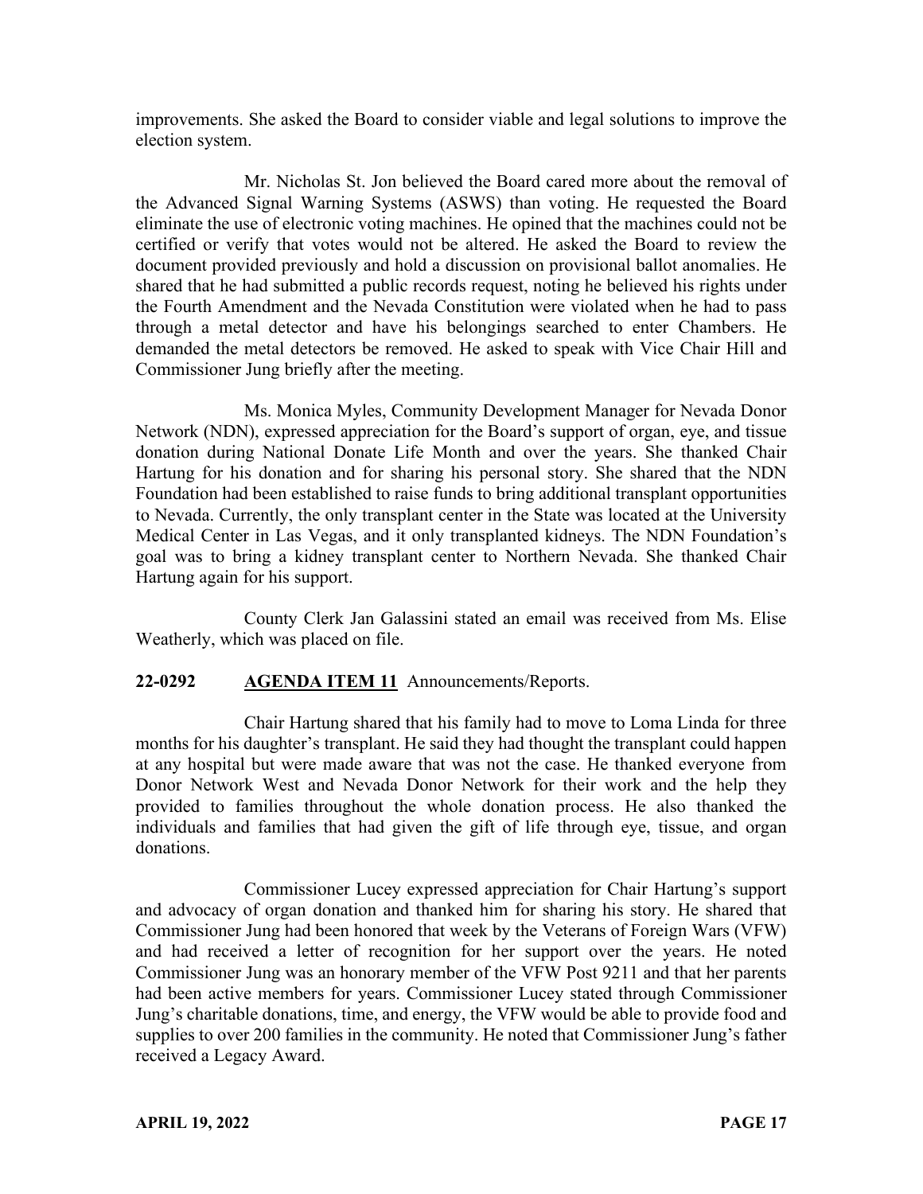improvements. She asked the Board to consider viable and legal solutions to improve the election system.

Mr. Nicholas St. Jon believed the Board cared more about the removal of the Advanced Signal Warning Systems (ASWS) than voting. He requested the Board eliminate the use of electronic voting machines. He opined that the machines could not be certified or verify that votes would not be altered. He asked the Board to review the document provided previously and hold a discussion on provisional ballot anomalies. He shared that he had submitted a public records request, noting he believed his rights under the Fourth Amendment and the Nevada Constitution were violated when he had to pass through a metal detector and have his belongings searched to enter Chambers. He demanded the metal detectors be removed. He asked to speak with Vice Chair Hill and Commissioner Jung briefly after the meeting.

Ms. Monica Myles, Community Development Manager for Nevada Donor Network (NDN), expressed appreciation for the Board's support of organ, eye, and tissue donation during National Donate Life Month and over the years. She thanked Chair Hartung for his donation and for sharing his personal story. She shared that the NDN Foundation had been established to raise funds to bring additional transplant opportunities to Nevada. Currently, the only transplant center in the State was located at the University Medical Center in Las Vegas, and it only transplanted kidneys. The NDN Foundation's goal was to bring a kidney transplant center to Northern Nevada. She thanked Chair Hartung again for his support.

County Clerk Jan Galassini stated an email was received from Ms. Elise Weatherly, which was placed on file.

**22-0292 AGENDA ITEM 11** Announcements/Reports.

Chair Hartung shared that his family had to move to Loma Linda for three months for his daughter's transplant. He said they had thought the transplant could happen at any hospital but were made aware that was not the case. He thanked everyone from Donor Network West and Nevada Donor Network for their work and the help they provided to families throughout the whole donation process. He also thanked the individuals and families that had given the gift of life through eye, tissue, and organ donations.

Commissioner Lucey expressed appreciation for Chair Hartung's support and advocacy of organ donation and thanked him for sharing his story. He shared that Commissioner Jung had been honored that week by the Veterans of Foreign Wars (VFW) and had received a letter of recognition for her support over the years. He noted Commissioner Jung was an honorary member of the VFW Post 9211 and that her parents had been active members for years. Commissioner Lucey stated through Commissioner Jung's charitable donations, time, and energy, the VFW would be able to provide food and supplies to over 200 families in the community. He noted that Commissioner Jung's father received a Legacy Award.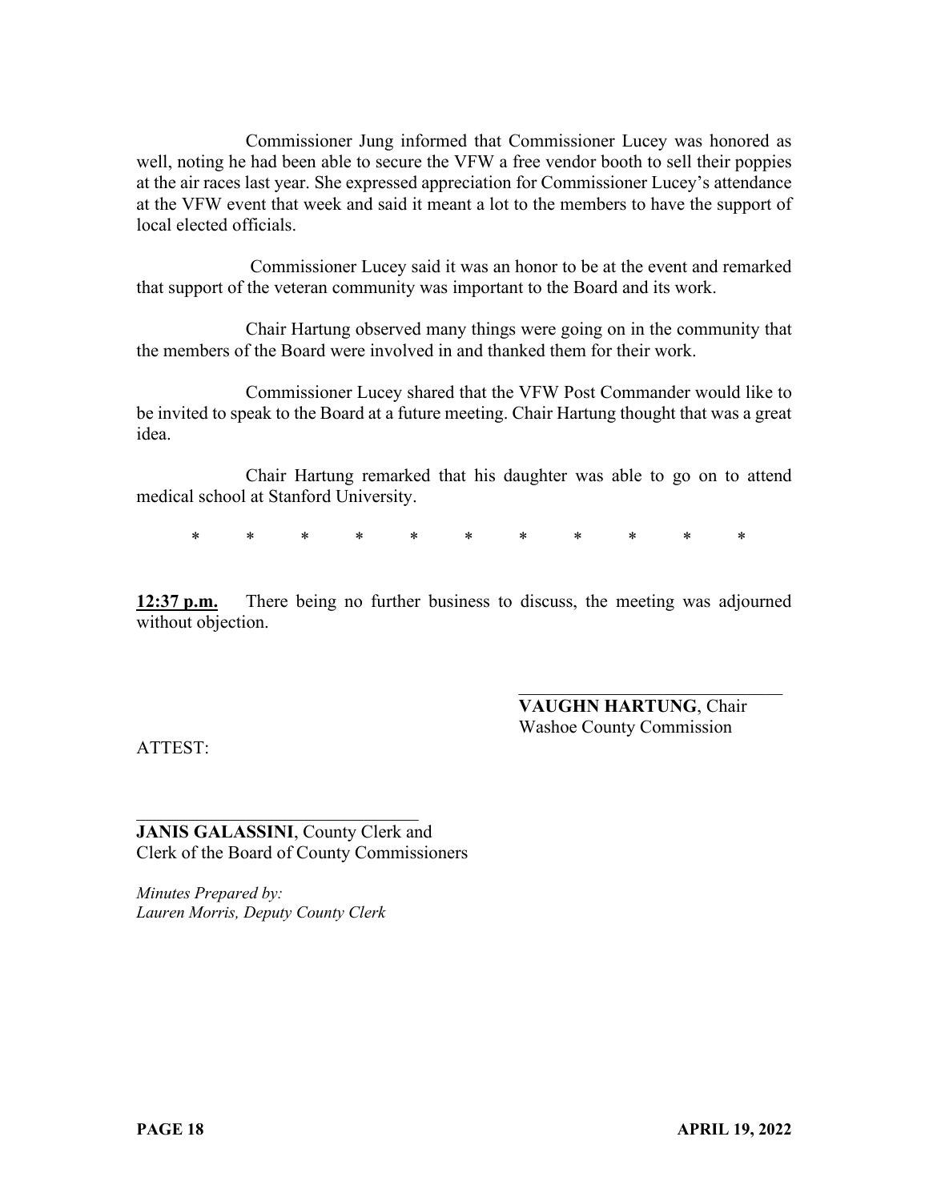Commissioner Jung informed that Commissioner Lucey was honored as well, noting he had been able to secure the VFW a free vendor booth to sell their poppies at the air races last year. She expressed appreciation for Commissioner Lucey's attendance at the VFW event that week and said it meant a lot to the members to have the support of local elected officials.

Commissioner Lucey said it was an honor to be at the event and remarked that support of the veteran community was important to the Board and its work.

Chair Hartung observed many things were going on in the community that the members of the Board were involved in and thanked them for their work.

Commissioner Lucey shared that the VFW Post Commander would like to be invited to speak to the Board at a future meeting. Chair Hartung thought that was a great idea.

Chair Hartung remarked that his daughter was able to go on to attend medical school at Stanford University.

\* \* \* \* \* \* \* \* \* \* \*

**12:37 p.m.** There being no further business to discuss, the meeting was adjourned without objection.

\_\_\_\_\_\_\_\_\_\_\_\_\_\_\_\_\_\_\_\_\_\_\_\_\_\_\_\_
**VAUGHN HARTUNG**, Chair
Washoe County Commission

ATTEST:

\_\_\_\_\_\_\_\_\_\_\_\_\_\_\_\_\_\_\_\_\_\_\_\_\_\_\_\_\_\_\_\_
**JANIS GALASSINI**, County Clerk and
Clerk of the Board of County Commissioners

*Minutes Prepared by:*
*Lauren Morris, Deputy County Clerk*